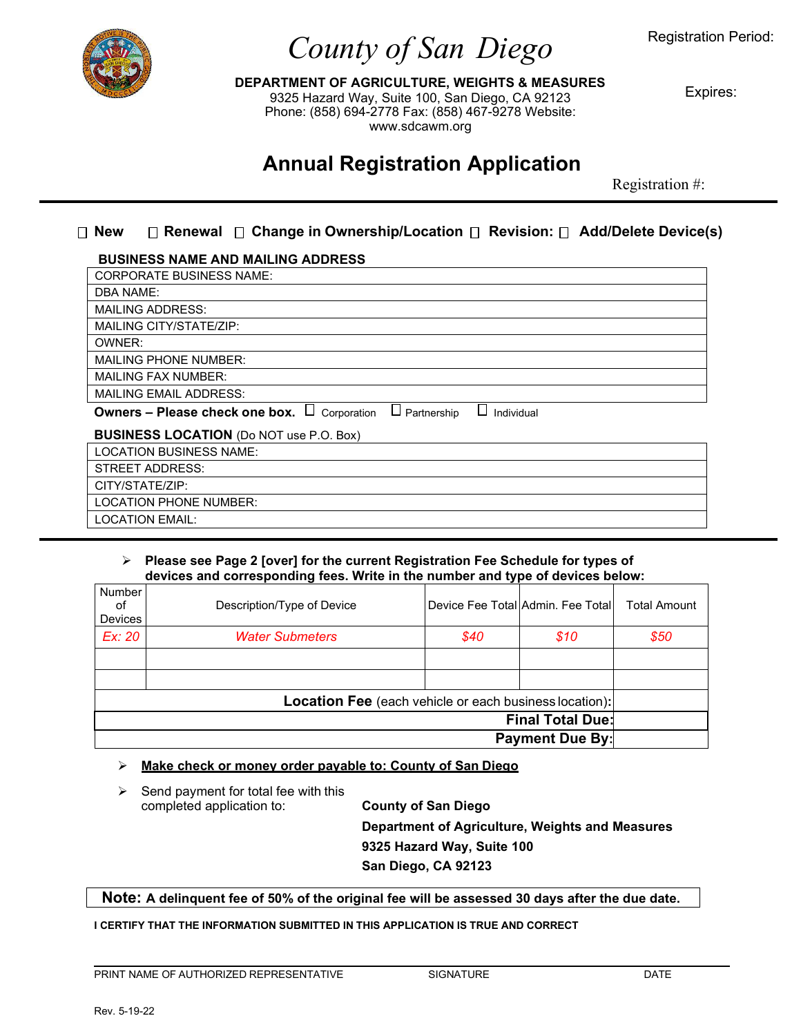# County of San Diego

Registration Period:

**DEPARTMENT OF AGRICULTURE, WEIGHTS & MEASURES**
9325 Hazard Way, Suite 100, San Diego, CA 92123
Phone: (858) 694-2778 Fax: (858) 467-9278 Website: www.sdcawm.org

Expires:

## Annual Registration Application

Registration #:

☐ **New** ☐ **Renewal** ☐ **Change in Ownership/Location** ☐ **Revision:** ☐ **Add/Delete Device(s)**

**BUSINESS NAME AND MAILING ADDRESS**

| CORPORATE BUSINESS NAME: |
|---|
| DBA NAME: |
| MAILING ADDRESS: |
| MAILING CITY/STATE/ZIP: |
| OWNER: |
| MAILING PHONE NUMBER: |
| MAILING FAX NUMBER: |
| MAILING EMAIL ADDRESS: |

**Owners – Please check one box.** ☐ Corporation ☐ Partnership ☐ Individual

**BUSINESS LOCATION** (Do NOT use P.O. Box)

| LOCATION BUSINESS NAME: |
|---|
| STREET ADDRESS: |
| CITY/STATE/ZIP: |
| LOCATION PHONE NUMBER: |
| LOCATION EMAIL: |

- **Please see Page 2 [over] for the current Registration Fee Schedule for types of devices and corresponding fees. Write in the number and type of devices below:**

| Number of Devices | Description/Type of Device | Device Fee Total | Admin. Fee Total | Total Amount |
|---|---|---|---|---|
| *Ex: 20* | *Water Submeters* | *$40* | *$10* | *$50* |
| | | | | |
| | | | | |
| **Location Fee** (each vehicle or each business location): | | | | |
| **Final Total Due:** | | | | |
| **Payment Due By:** | | | | |

- **Make check or money order payable to: County of San Diego**
- Send payment for total fee with this completed application to:

**County of San Diego**
**Department of Agriculture, Weights and Measures**
**9325 Hazard Way, Suite 100**
**San Diego, CA 92123**

**Note: A delinquent fee of 50% of the original fee will be assessed 30 days after the due date.**

**I CERTIFY THAT THE INFORMATION SUBMITTED IN THIS APPLICATION IS TRUE AND CORRECT**

PRINT NAME OF AUTHORIZED REPRESENTATIVE SIGNATURE DATE

Rev. 5-19-22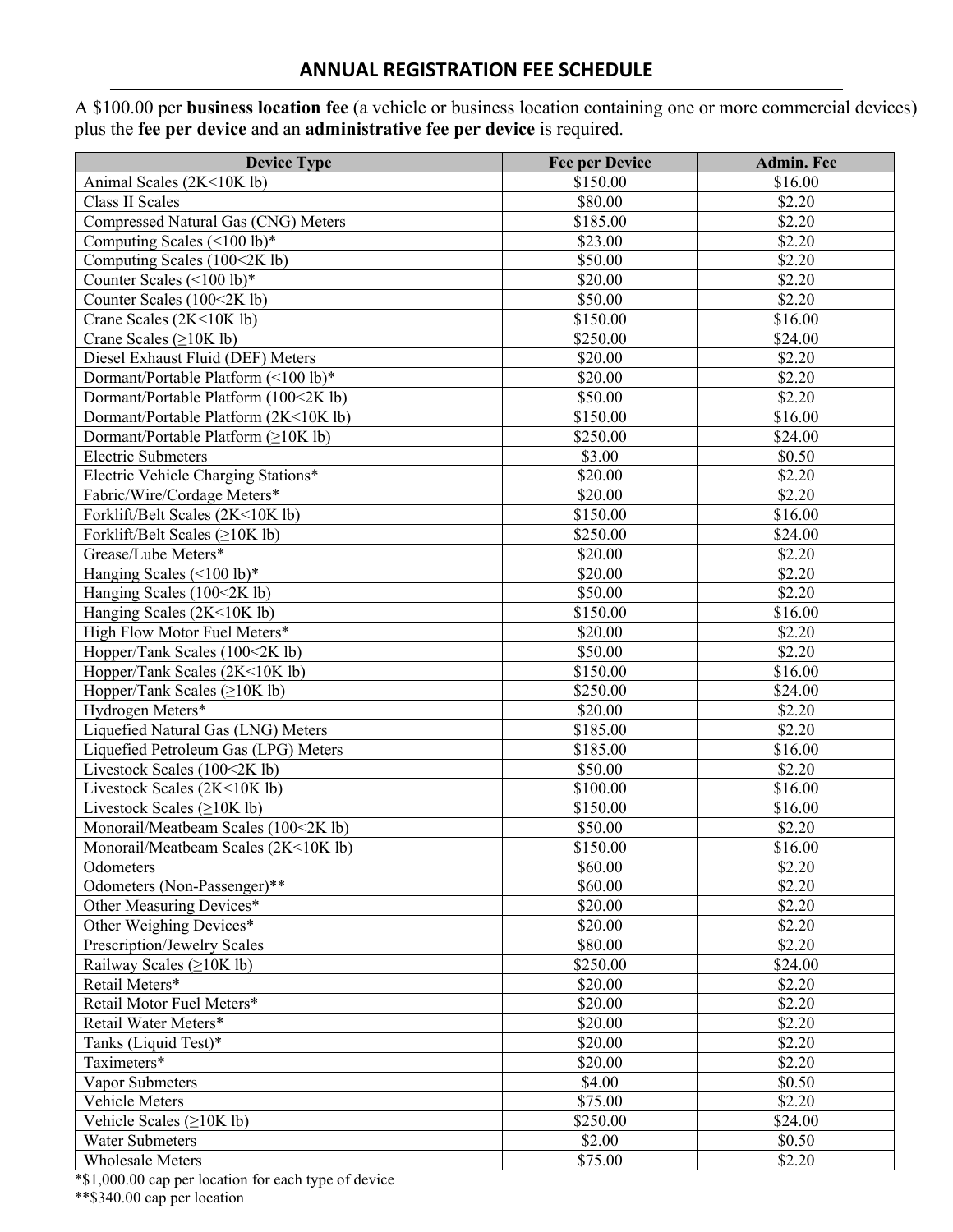## ANNUAL REGISTRATION FEE SCHEDULE

A $100.00 per **business location fee** (a vehicle or business location containing one or more commercial devices) plus the **fee per device** and an **administrative fee per device** is required.

| Device Type | Fee per Device | Admin. Fee |
|---|---|---|
| Animal Scales (2K<10K lb) | $150.00 | $16.00 |
| Class II Scales | $80.00 | $2.20 |
| Compressed Natural Gas (CNG) Meters | $185.00 | $2.20 |
| Computing Scales (<100 lb)* | $23.00 | $2.20 |
| Computing Scales (100<2K lb) | $50.00 | $2.20 |
| Counter Scales (<100 lb)* | $20.00 | $2.20 |
| Counter Scales (100<2K lb) | $50.00 | $2.20 |
| Crane Scales (2K<10K lb) | $150.00 | $16.00 |
| Crane Scales (≥10K lb) | $250.00 | $24.00 |
| Diesel Exhaust Fluid (DEF) Meters | $20.00 | $2.20 |
| Dormant/Portable Platform (<100 lb)* | $20.00 | $2.20 |
| Dormant/Portable Platform (100<2K lb) | $50.00 | $2.20 |
| Dormant/Portable Platform (2K<10K lb) | $150.00 | $16.00 |
| Dormant/Portable Platform (≥10K lb) | $250.00 | $24.00 |
| Electric Submeters | $3.00 | $0.50 |
| Electric Vehicle Charging Stations* | $20.00 | $2.20 |
| Fabric/Wire/Cordage Meters* | $20.00 | $2.20 |
| Forklift/Belt Scales (2K<10K lb) | $150.00 | $16.00 |
| Forklift/Belt Scales (≥10K lb) | $250.00 | $24.00 |
| Grease/Lube Meters* | $20.00 | $2.20 |
| Hanging Scales (<100 lb)* | $20.00 | $2.20 |
| Hanging Scales (100<2K lb) | $50.00 | $2.20 |
| Hanging Scales (2K<10K lb) | $150.00 | $16.00 |
| High Flow Motor Fuel Meters* | $20.00 | $2.20 |
| Hopper/Tank Scales (100<2K lb) | $50.00 | $2.20 |
| Hopper/Tank Scales (2K<10K lb) | $150.00 | $16.00 |
| Hopper/Tank Scales (≥10K lb) | $250.00 | $24.00 |
| Hydrogen Meters* | $20.00 | $2.20 |
| Liquefied Natural Gas (LNG) Meters | $185.00 | $2.20 |
| Liquefied Petroleum Gas (LPG) Meters | $185.00 | $16.00 |
| Livestock Scales (100<2K lb) | $50.00 | $2.20 |
| Livestock Scales (2K<10K lb) | $100.00 | $16.00 |
| Livestock Scales (≥10K lb) | $150.00 | $16.00 |
| Monorail/Meatbeam Scales (100<2K lb) | $50.00 | $2.20 |
| Monorail/Meatbeam Scales (2K<10K lb) | $150.00 | $16.00 |
| Odometers | $60.00 | $2.20 |
| Odometers (Non-Passenger)** | $60.00 | $2.20 |
| Other Measuring Devices* | $20.00 | $2.20 |
| Other Weighing Devices* | $20.00 | $2.20 |
| Prescription/Jewelry Scales | $80.00 | $2.20 |
| Railway Scales (≥10K lb) | $250.00 | $24.00 |
| Retail Meters* | $20.00 | $2.20 |
| Retail Motor Fuel Meters* | $20.00 | $2.20 |
| Retail Water Meters* | $20.00 | $2.20 |
| Tanks (Liquid Test)* | $20.00 | $2.20 |
| Taximeters* | $20.00 | $2.20 |
| Vapor Submeters | $4.00 | $0.50 |
| Vehicle Meters | $75.00 | $2.20 |
| Vehicle Scales (≥10K lb) | $250.00 | $24.00 |
| Water Submeters | $2.00 | $0.50 |
| Wholesale Meters | $75.00 | $2.20 |

*$1,000.00 cap per location for each type of device

**$340.00 cap per location